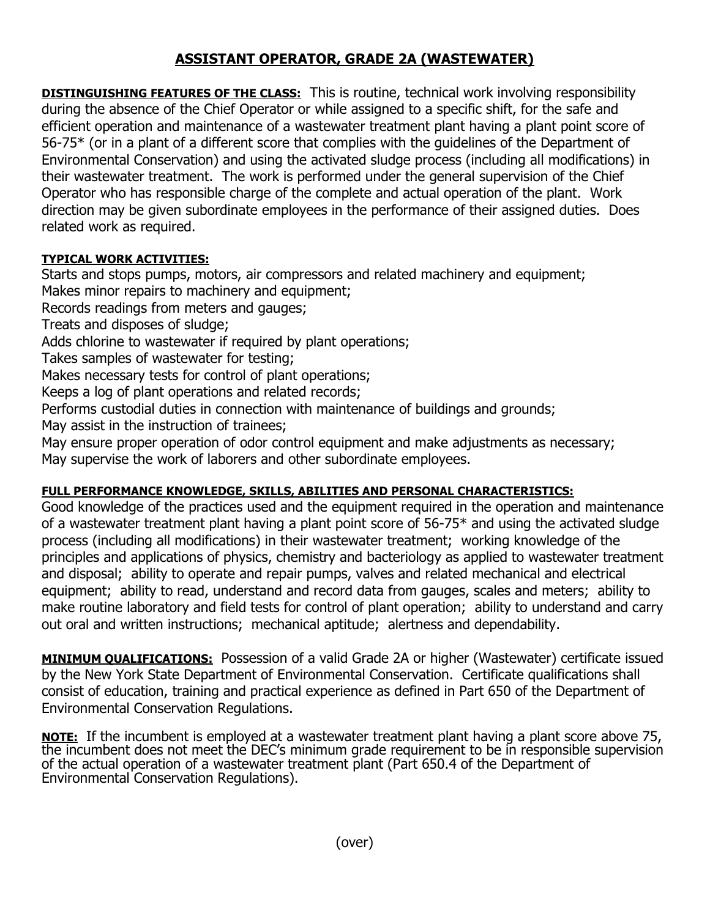# ASSISTANT OPERATOR, GRADE 2A (WASTEWATER)

**DISTINGUISHING FEATURES OF THE CLASS:** This is routine, technical work involving responsibility during the absence of the Chief Operator or while assigned to a specific shift, for the safe and efficient operation and maintenance of a wastewater treatment plant having a plant point score of 56-75* (or in a plant of a different score that complies with the guidelines of the Department of Environmental Conservation) and using the activated sludge process (including all modifications) in their wastewater treatment. The work is performed under the general supervision of the Chief Operator who has responsible charge of the complete and actual operation of the plant. Work direction may be given subordinate employees in the performance of their assigned duties. Does related work as required.

**TYPICAL WORK ACTIVITIES:**

Starts and stops pumps, motors, air compressors and related machinery and equipment;
Makes minor repairs to machinery and equipment;
Records readings from meters and gauges;
Treats and disposes of sludge;
Adds chlorine to wastewater if required by plant operations;
Takes samples of wastewater for testing;
Makes necessary tests for control of plant operations;
Keeps a log of plant operations and related records;
Performs custodial duties in connection with maintenance of buildings and grounds;
May assist in the instruction of trainees;
May ensure proper operation of odor control equipment and make adjustments as necessary;
May supervise the work of laborers and other subordinate employees.

**FULL PERFORMANCE KNOWLEDGE, SKILLS, ABILITIES AND PERSONAL CHARACTERISTICS:**

Good knowledge of the practices used and the equipment required in the operation and maintenance of a wastewater treatment plant having a plant point score of 56-75* and using the activated sludge process (including all modifications) in their wastewater treatment; working knowledge of the principles and applications of physics, chemistry and bacteriology as applied to wastewater treatment and disposal; ability to operate and repair pumps, valves and related mechanical and electrical equipment; ability to read, understand and record data from gauges, scales and meters; ability to make routine laboratory and field tests for control of plant operation; ability to understand and carry out oral and written instructions; mechanical aptitude; alertness and dependability.

**MINIMUM QUALIFICATIONS:** Possession of a valid Grade 2A or higher (Wastewater) certificate issued by the New York State Department of Environmental Conservation. Certificate qualifications shall consist of education, training and practical experience as defined in Part 650 of the Department of Environmental Conservation Regulations.

**NOTE:** If the incumbent is employed at a wastewater treatment plant having a plant score above 75, the incumbent does not meet the DEC's minimum grade requirement to be in responsible supervision of the actual operation of a wastewater treatment plant (Part 650.4 of the Department of Environmental Conservation Regulations).

(over)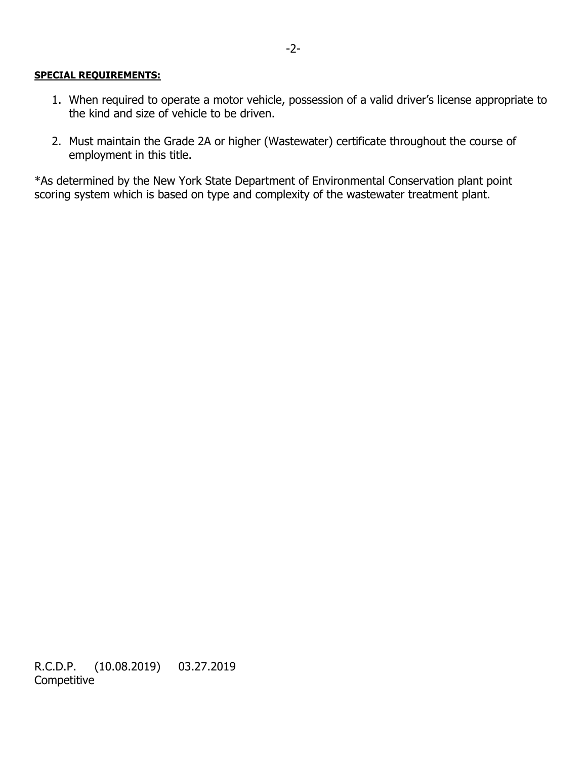**SPECIAL REQUIREMENTS:**

1. When required to operate a motor vehicle, possession of a valid driver's license appropriate to the kind and size of vehicle to be driven.
2. Must maintain the Grade 2A or higher (Wastewater) certificate throughout the course of employment in this title.

*As determined by the New York State Department of Environmental Conservation plant point scoring system which is based on type and complexity of the wastewater treatment plant.

R.C.D.P. (10.08.2019) 03.27.2019
Competitive